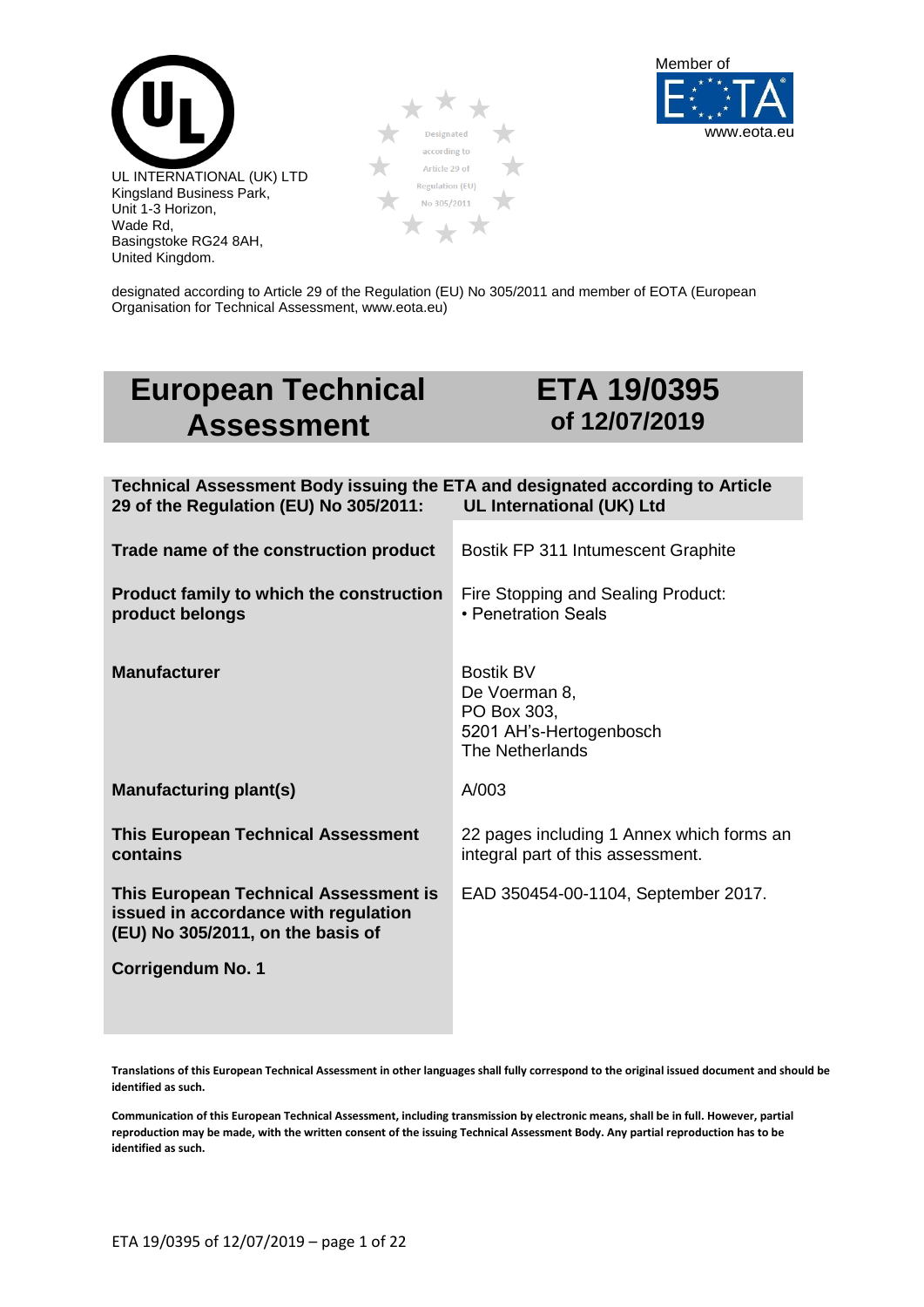UL INTERNATIONAL (UK) LTD
Kingsland Business Park,
Unit 1-3 Horizon,
Wade Rd,
Basingstoke RG24 8AH,
United Kingdom.

Designated according to Article 29 of Regulation (EU) No 305/2011

Member of EOTA
www.eota.eu

designated according to Article 29 of the Regulation (EU) No 305/2011 and member of EOTA (European Organisation for Technical Assessment, www.eota.eu)

# European Technical Assessment

# ETA 19/0395 of 12/07/2019

| | |
|---|---|
| **Technical Assessment Body issuing the ETA and designated according to Article 29 of the Regulation (EU) No 305/2011:** | **UL International (UK) Ltd** |
| **Trade name of the construction product** | Bostik FP 311 Intumescent Graphite |
| **Product family to which the construction product belongs** | Fire Stopping and Sealing Product:<br>• Penetration Seals |
| **Manufacturer** | Bostik BV<br>De Voerman 8,<br>PO Box 303,<br>5201 AH's-Hertogenbosch<br>The Netherlands |
| **Manufacturing plant(s)** | A/003 |
| **This European Technical Assessment contains** | 22 pages including 1 Annex which forms an integral part of this assessment. |
| **This European Technical Assessment is issued in accordance with regulation (EU) No 305/2011, on the basis of** | EAD 350454-00-1104, September 2017. |
| **Corrigendum No. 1** | |

**Translations of this European Technical Assessment in other languages shall fully correspond to the original issued document and should be identified as such.**

**Communication of this European Technical Assessment, including transmission by electronic means, shall be in full. However, partial reproduction may be made, with the written consent of the issuing Technical Assessment Body. Any partial reproduction has to be identified as such.**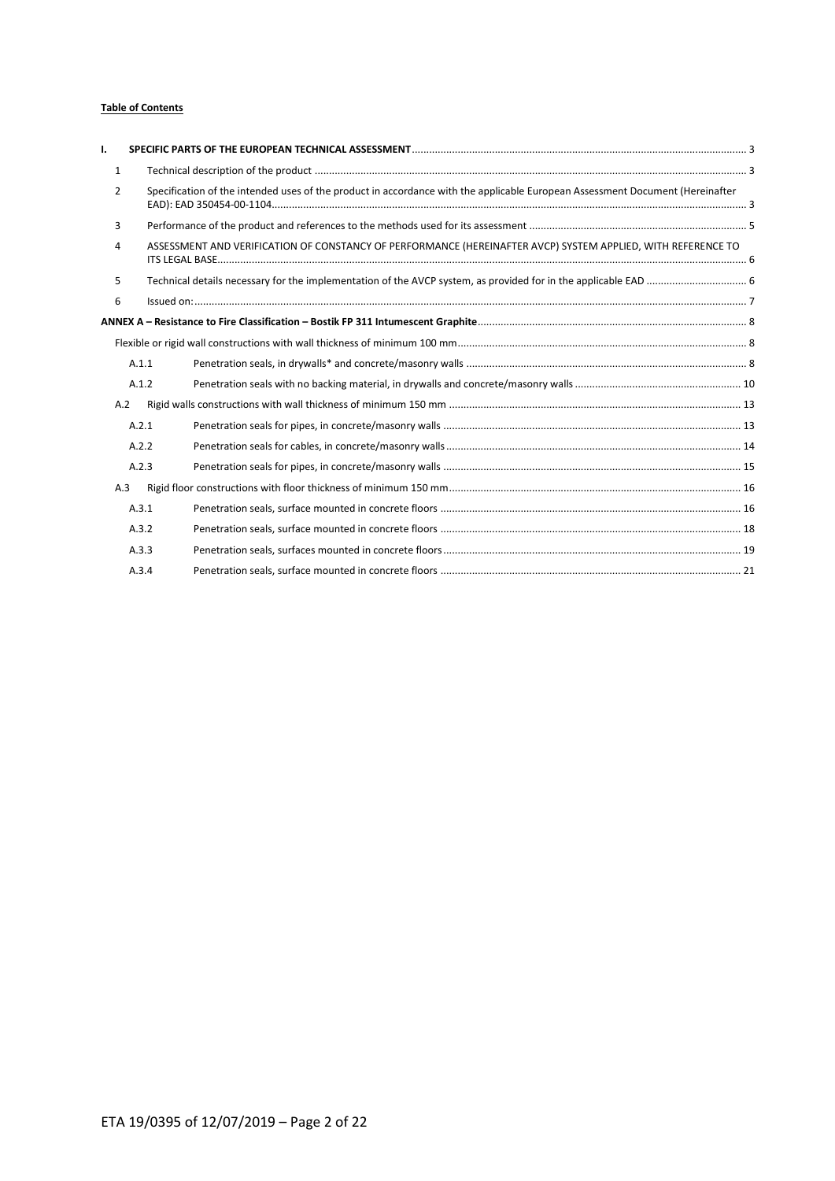**Table of Contents**

| | | |
|---|---|---|
| **I.** | **SPECIFIC PARTS OF THE EUROPEAN TECHNICAL ASSESSMENT** | 3 |
| 1 | Technical description of the product | 3 |
| 2 | Specification of the intended uses of the product in accordance with the applicable European Assessment Document (Hereinafter EAD): EAD 350454-00-1104 | 3 |
| 3 | Performance of the product and references to the methods used for its assessment | 5 |
| 4 | ASSESSMENT AND VERIFICATION OF CONSTANCY OF PERFORMANCE (HEREINAFTER AVCP) SYSTEM APPLIED, WITH REFERENCE TO ITS LEGAL BASE | 6 |
| 5 | Technical details necessary for the implementation of the AVCP system, as provided for in the applicable EAD | 6 |
| 6 | Issued on: | 7 |
| | **ANNEX A – Resistance to Fire Classification – Bostik FP 311 Intumescent Graphite** | 8 |
| | Flexible or rigid wall constructions with wall thickness of minimum 100 mm | 8 |
| A.1.1 | Penetration seals, in drywalls* and concrete/masonry walls | 8 |
| A.1.2 | Penetration seals with no backing material, in drywalls and concrete/masonry walls | 10 |
| A.2 | Rigid walls constructions with wall thickness of minimum 150 mm | 13 |
| A.2.1 | Penetration seals for pipes, in concrete/masonry walls | 13 |
| A.2.2 | Penetration seals for cables, in concrete/masonry walls | 14 |
| A.2.3 | Penetration seals for pipes, in concrete/masonry walls | 15 |
| A.3 | Rigid floor constructions with floor thickness of minimum 150 mm | 16 |
| A.3.1 | Penetration seals, surface mounted in concrete floors | 16 |
| A.3.2 | Penetration seals, surface mounted in concrete floors | 18 |
| A.3.3 | Penetration seals, surfaces mounted in concrete floors | 19 |
| A.3.4 | Penetration seals, surface mounted in concrete floors | 21 |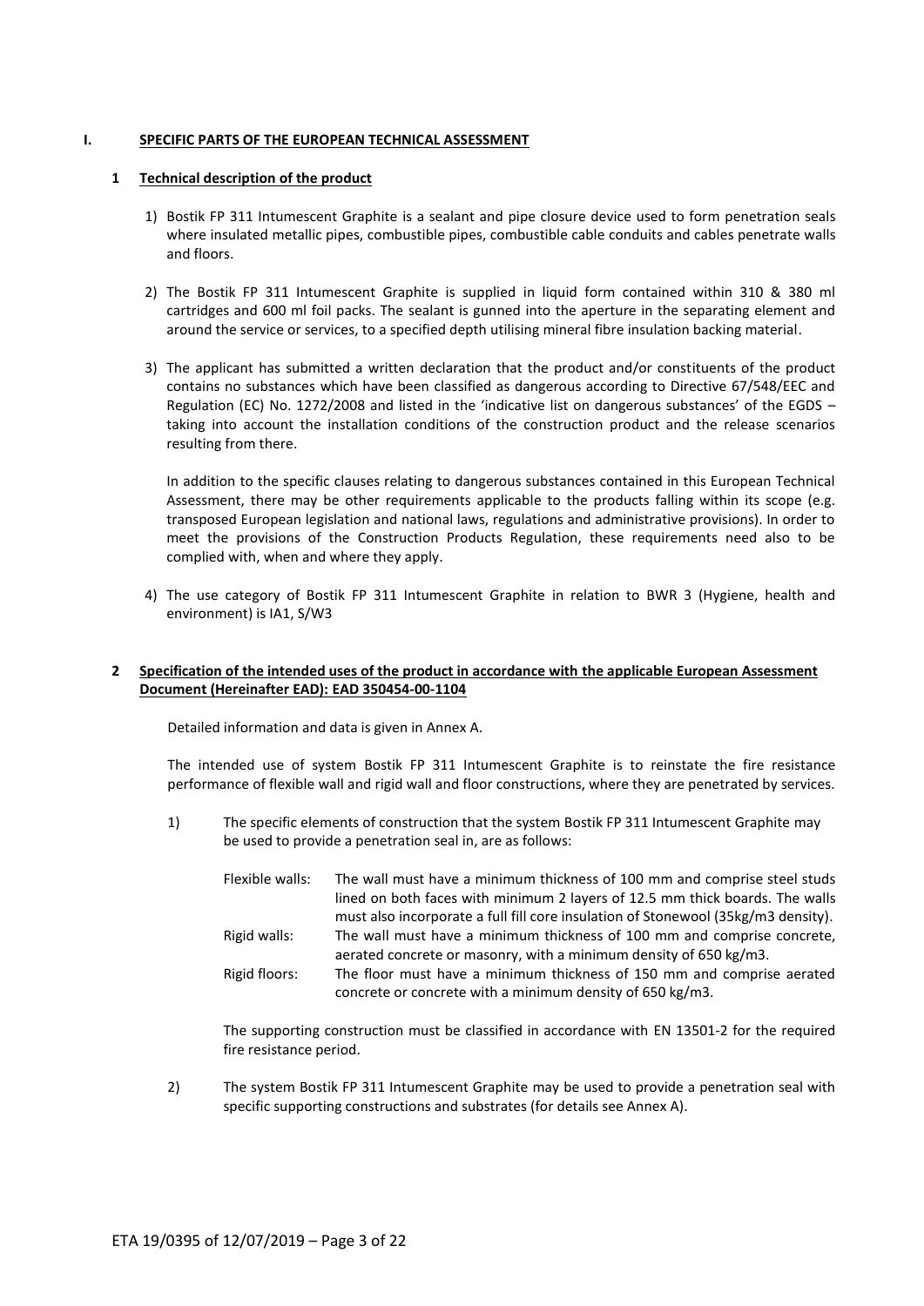## I. SPECIFIC PARTS OF THE EUROPEAN TECHNICAL ASSESSMENT

### 1 Technical description of the product

1) Bostik FP 311 Intumescent Graphite is a sealant and pipe closure device used to form penetration seals where insulated metallic pipes, combustible pipes, combustible cable conduits and cables penetrate walls and floors.

2) The Bostik FP 311 Intumescent Graphite is supplied in liquid form contained within 310 & 380 ml cartridges and 600 ml foil packs. The sealant is gunned into the aperture in the separating element and around the service or services, to a specified depth utilising mineral fibre insulation backing material.

3) The applicant has submitted a written declaration that the product and/or constituents of the product contains no substances which have been classified as dangerous according to Directive 67/548/EEC and Regulation (EC) No. 1272/2008 and listed in the 'indicative list on dangerous substances' of the EGDS – taking into account the installation conditions of the construction product and the release scenarios resulting from there.

   In addition to the specific clauses relating to dangerous substances contained in this European Technical Assessment, there may be other requirements applicable to the products falling within its scope (e.g. transposed European legislation and national laws, regulations and administrative provisions). In order to meet the provisions of the Construction Products Regulation, these requirements need also to be complied with, when and where they apply.

4) The use category of Bostik FP 311 Intumescent Graphite in relation to BWR 3 (Hygiene, health and environment) is IA1, S/W3

### 2 Specification of the intended uses of the product in accordance with the applicable European Assessment Document (Hereinafter EAD): EAD 350454-00-1104

Detailed information and data is given in Annex A.

The intended use of system Bostik FP 311 Intumescent Graphite is to reinstate the fire resistance performance of flexible wall and rigid wall and floor constructions, where they are penetrated by services.

1) The specific elements of construction that the system Bostik FP 311 Intumescent Graphite may be used to provide a penetration seal in, are as follows:

| | |
|---|---|
| Flexible walls: | The wall must have a minimum thickness of 100 mm and comprise steel studs lined on both faces with minimum 2 layers of 12.5 mm thick boards. The walls must also incorporate a full fill core insulation of Stonewool (35kg/m3 density). |
| Rigid walls: | The wall must have a minimum thickness of 100 mm and comprise concrete, aerated concrete or masonry, with a minimum density of 650 kg/m3. |
| Rigid floors: | The floor must have a minimum thickness of 150 mm and comprise aerated concrete or concrete with a minimum density of 650 kg/m3. |

The supporting construction must be classified in accordance with EN 13501-2 for the required fire resistance period.

2) The system Bostik FP 311 Intumescent Graphite may be used to provide a penetration seal with specific supporting constructions and substrates (for details see Annex A).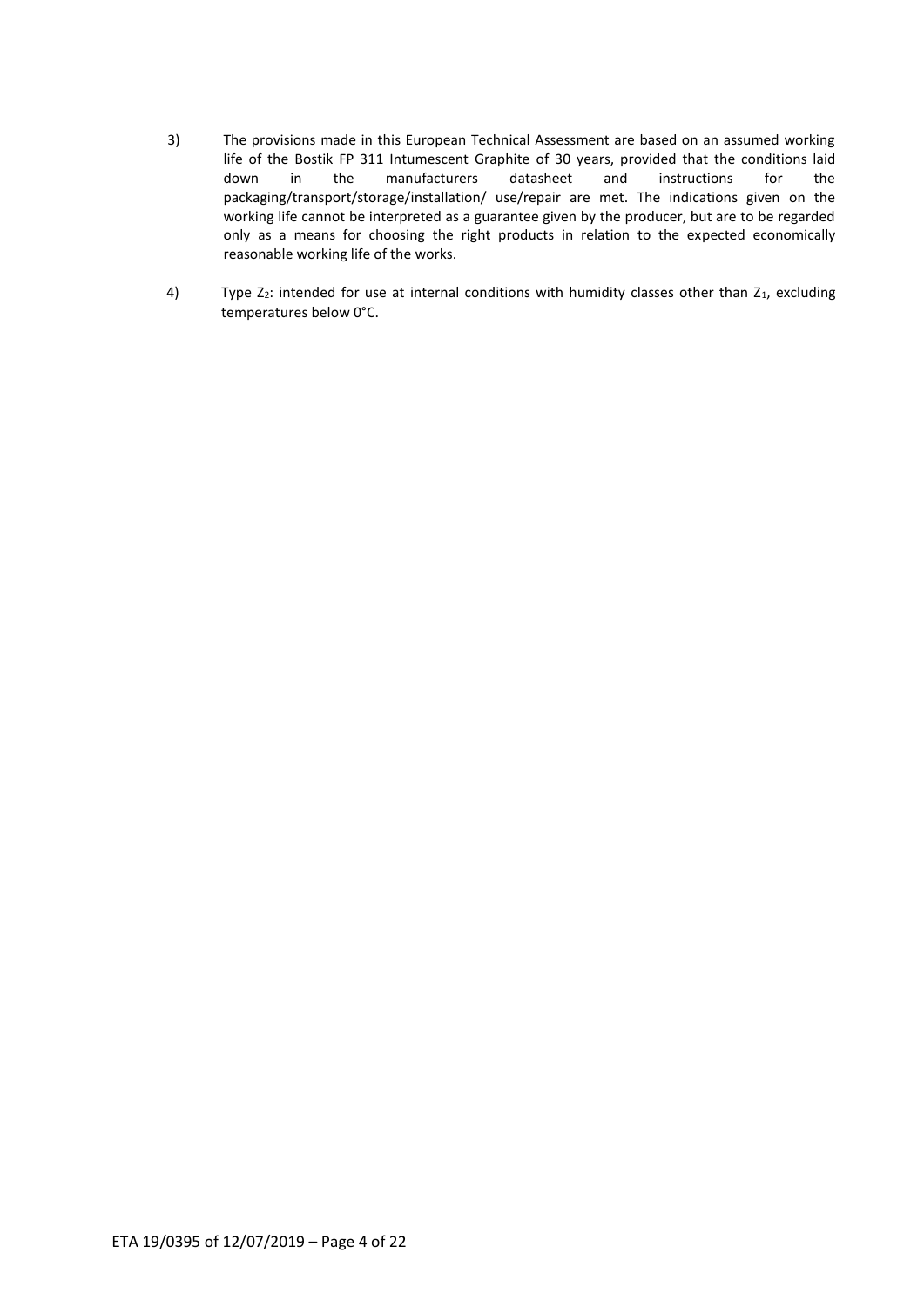3) The provisions made in this European Technical Assessment are based on an assumed working life of the Bostik FP 311 Intumescent Graphite of 30 years, provided that the conditions laid down in the manufacturers datasheet and instructions for the packaging/transport/storage/installation/ use/repair are met. The indications given on the working life cannot be interpreted as a guarantee given by the producer, but are to be regarded only as a means for choosing the right products in relation to the expected economically reasonable working life of the works.

4) Type $Z_2$: intended for use at internal conditions with humidity classes other than $Z_1$, excluding temperatures below 0°C.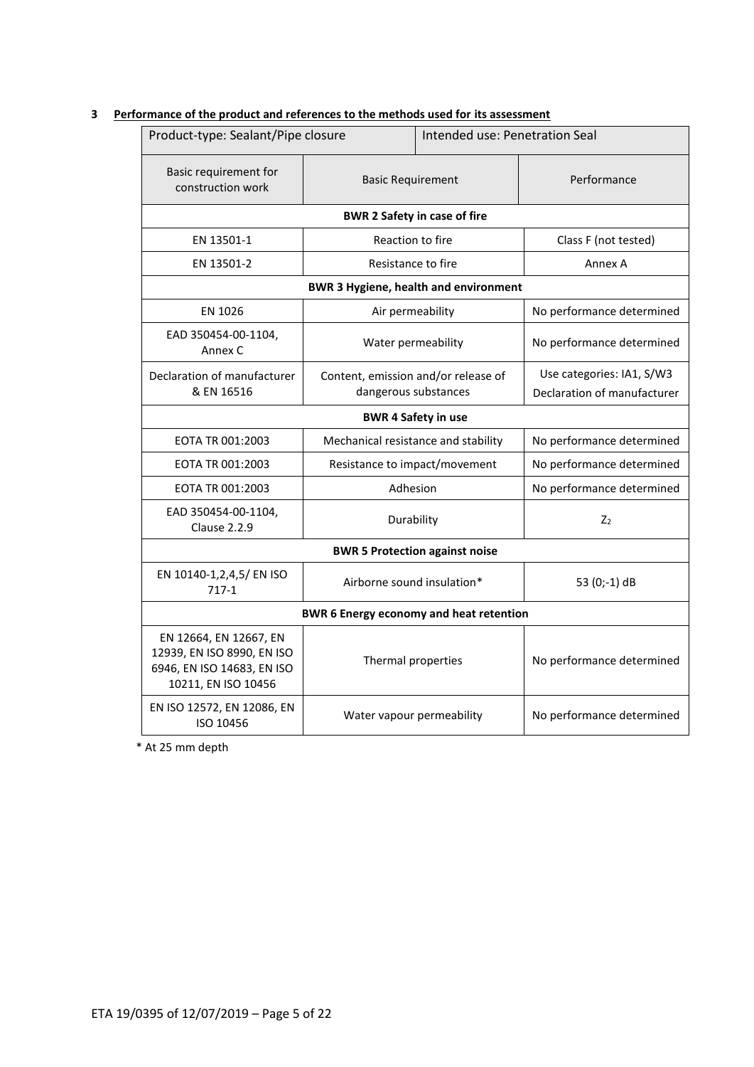## 3 Performance of the product and references to the methods used for its assessment

| Product-type: Sealant/Pipe closure | Intended use: Penetration Seal | |
|---|---|---|
| Basic requirement for construction work | Basic Requirement | Performance |
| **BWR 2 Safety in case of fire** | | |
| EN 13501-1 | Reaction to fire | Class F (not tested) |
| EN 13501-2 | Resistance to fire | Annex A |
| **BWR 3 Hygiene, health and environment** | | |
| EN 1026 | Air permeability | No performance determined |
| EAD 350454-00-1104, Annex C | Water permeability | No performance determined |
| Declaration of manufacturer & EN 16516 | Content, emission and/or release of dangerous substances | Use categories: IA1, S/W3 Declaration of manufacturer |
| **BWR 4 Safety in use** | | |
| EOTA TR 001:2003 | Mechanical resistance and stability | No performance determined |
| EOTA TR 001:2003 | Resistance to impact/movement | No performance determined |
| EOTA TR 001:2003 | Adhesion | No performance determined |
| EAD 350454-00-1104, Clause 2.2.9 | Durability | $Z_2$ |
| **BWR 5 Protection against noise** | | |
| EN 10140-1,2,4,5/ EN ISO 717-1 | Airborne sound insulation* | 53 (0;-1) dB |
| **BWR 6 Energy economy and heat retention** | | |
| EN 12664, EN 12667, EN 12939, EN ISO 8990, EN ISO 6946, EN ISO 14683, EN ISO 10211, EN ISO 10456 | Thermal properties | No performance determined |
| EN ISO 12572, EN 12086, EN ISO 10456 | Water vapour permeability | No performance determined |

* At 25 mm depth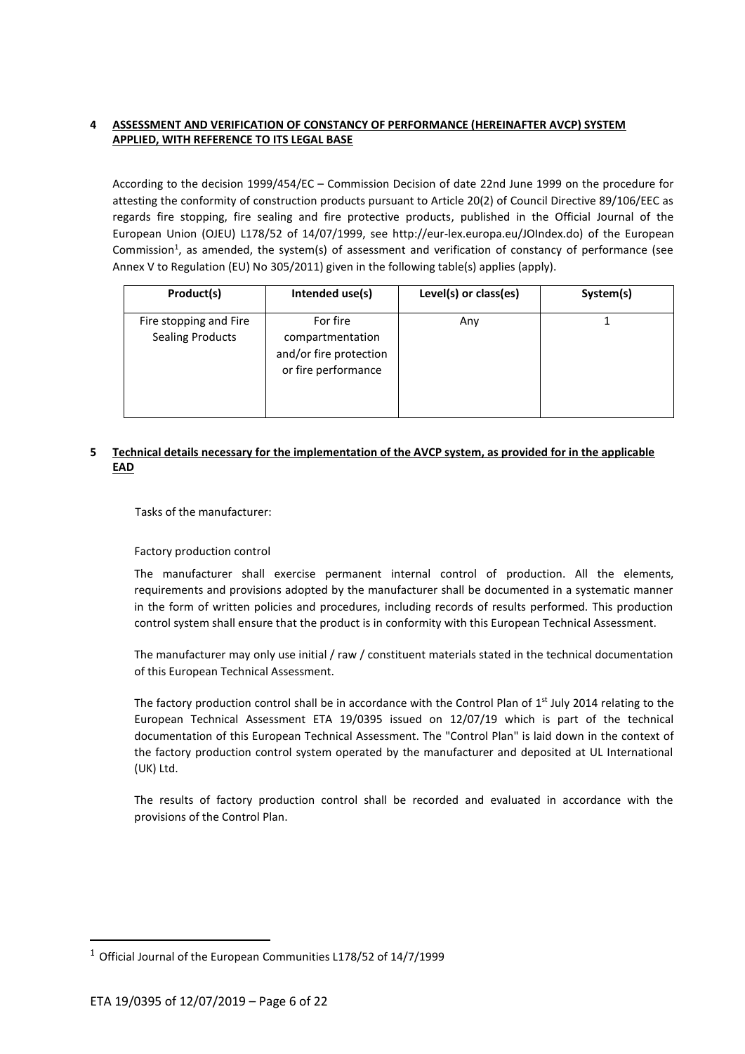## 4 ASSESSMENT AND VERIFICATION OF CONSTANCY OF PERFORMANCE (HEREINAFTER AVCP) SYSTEM APPLIED, WITH REFERENCE TO ITS LEGAL BASE

According to the decision 1999/454/EC – Commission Decision of date 22nd June 1999 on the procedure for attesting the conformity of construction products pursuant to Article 20(2) of Council Directive 89/106/EEC as regards fire stopping, fire sealing and fire protective products, published in the Official Journal of the European Union (OJEU) L178/52 of 14/07/1999, see http://eur-lex.europa.eu/JOIndex.do) of the European Commission[1], as amended, the system(s) of assessment and verification of constancy of performance (see Annex V to Regulation (EU) No 305/2011) given in the following table(s) applies (apply).

| Product(s) | Intended use(s) | Level(s) or class(es) | System(s) |
|---|---|---|---|
| Fire stopping and Fire Sealing Products | For fire compartmentation and/or fire protection or fire performance | Any | 1 |

## 5 Technical details necessary for the implementation of the AVCP system, as provided for in the applicable EAD

Tasks of the manufacturer:

Factory production control

The manufacturer shall exercise permanent internal control of production. All the elements, requirements and provisions adopted by the manufacturer shall be documented in a systematic manner in the form of written policies and procedures, including records of results performed. This production control system shall ensure that the product is in conformity with this European Technical Assessment.

The manufacturer may only use initial / raw / constituent materials stated in the technical documentation of this European Technical Assessment.

The factory production control shall be in accordance with the Control Plan of 1st July 2014 relating to the European Technical Assessment ETA 19/0395 issued on 12/07/19 which is part of the technical documentation of this European Technical Assessment. The "Control Plan" is laid down in the context of the factory production control system operated by the manufacturer and deposited at UL International (UK) Ltd.

The results of factory production control shall be recorded and evaluated in accordance with the provisions of the Control Plan.

[1] Official Journal of the European Communities L178/52 of 14/7/1999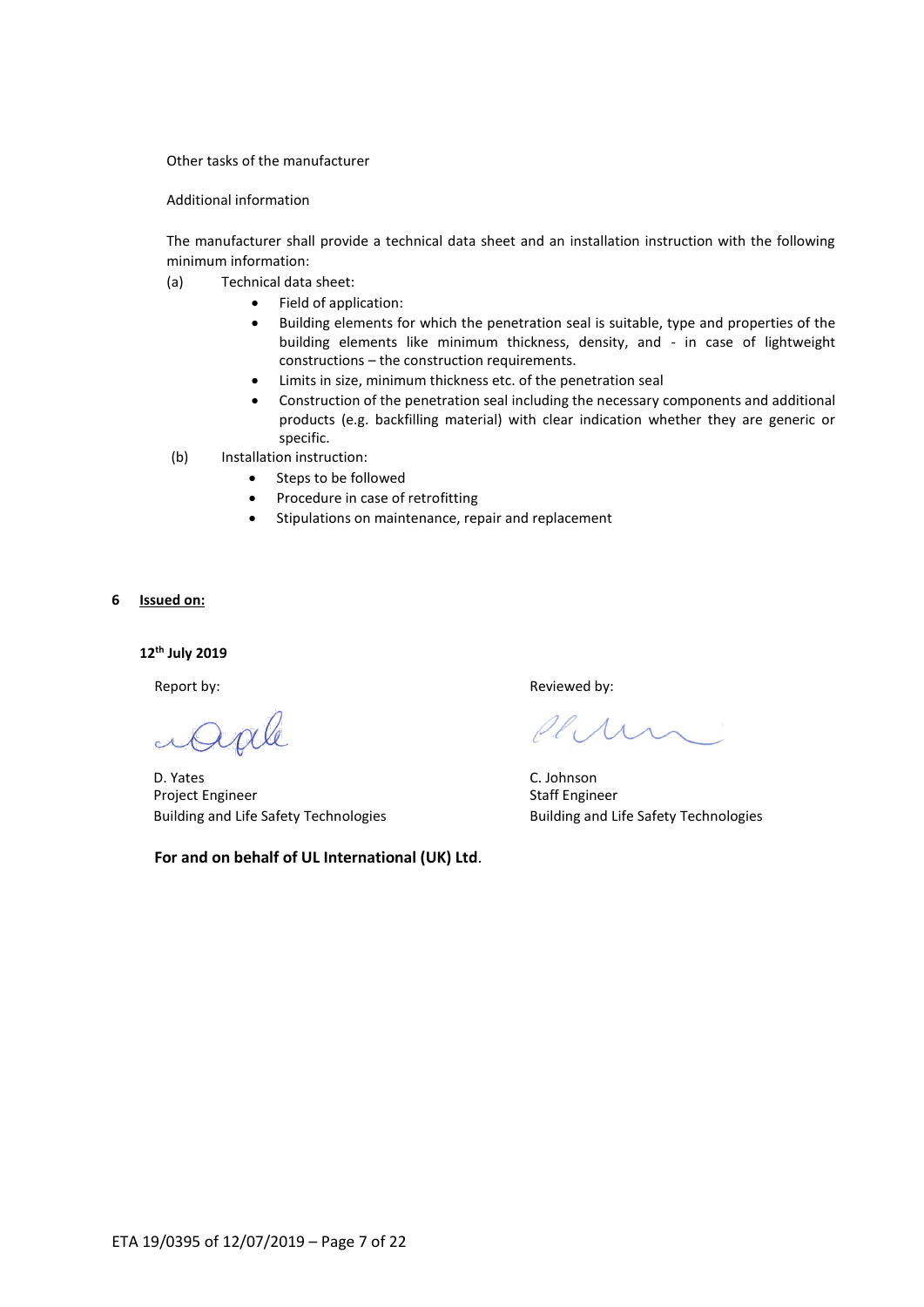Other tasks of the manufacturer

Additional information

The manufacturer shall provide a technical data sheet and an installation instruction with the following minimum information:

(a) Technical data sheet:

- Field of application:
- Building elements for which the penetration seal is suitable, type and properties of the building elements like minimum thickness, density, and - in case of lightweight constructions – the construction requirements.
- Limits in size, minimum thickness etc. of the penetration seal
- Construction of the penetration seal including the necessary components and additional products (e.g. backfilling material) with clear indication whether they are generic or specific.

(b) Installation instruction:

- Steps to be followed
- Procedure in case of retrofitting
- Stipulations on maintenance, repair and replacement

## 6 Issued on:

**12th July 2019**

Report by:

D. Yates
Project Engineer
Building and Life Safety Technologies

Reviewed by:

C. Johnson
Staff Engineer
Building and Life Safety Technologies

**For and on behalf of UL International (UK) Ltd**.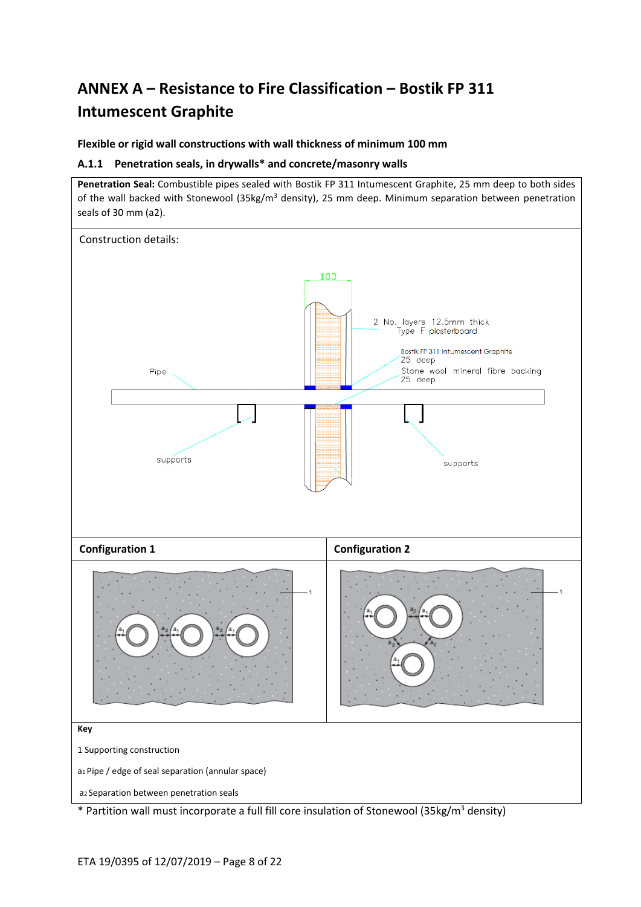# ANNEX A – Resistance to Fire Classification – Bostik FP 311 Intumescent Graphite

**Flexible or rigid wall constructions with wall thickness of minimum 100 mm**

### A.1.1 Penetration seals, in drywalls* and concrete/masonry walls

**Penetration Seal:** Combustible pipes sealed with Bostik FP 311 Intumescent Graphite, 25 mm deep to both sides of the wall backed with Stonewool (35kg/m$^3$ density), 25 mm deep. Minimum separation between penetration seals of 30 mm (a2).

Construction details:

100

2 No. layers 12.5mm thick Type F plasterboard

Bostik FP 311 Intumescent Graphite 25 deep

Stone wool mineral fibre backing 25 deep

Pipe

supports

supports

**Configuration 1**

1

$a_1$ $a_2$ $a_1$ $a_2$ $a_1$

**Configuration 2**

1

$a_1$ $a_2$ $a_1$ $a_2$ $a_2$ $a_1$

**Key**

1 Supporting construction

$a_1$ Pipe / edge of seal separation (annular space)

$a_2$ Separation between penetration seals

* Partition wall must incorporate a full fill core insulation of Stonewool (35kg/m$^3$ density)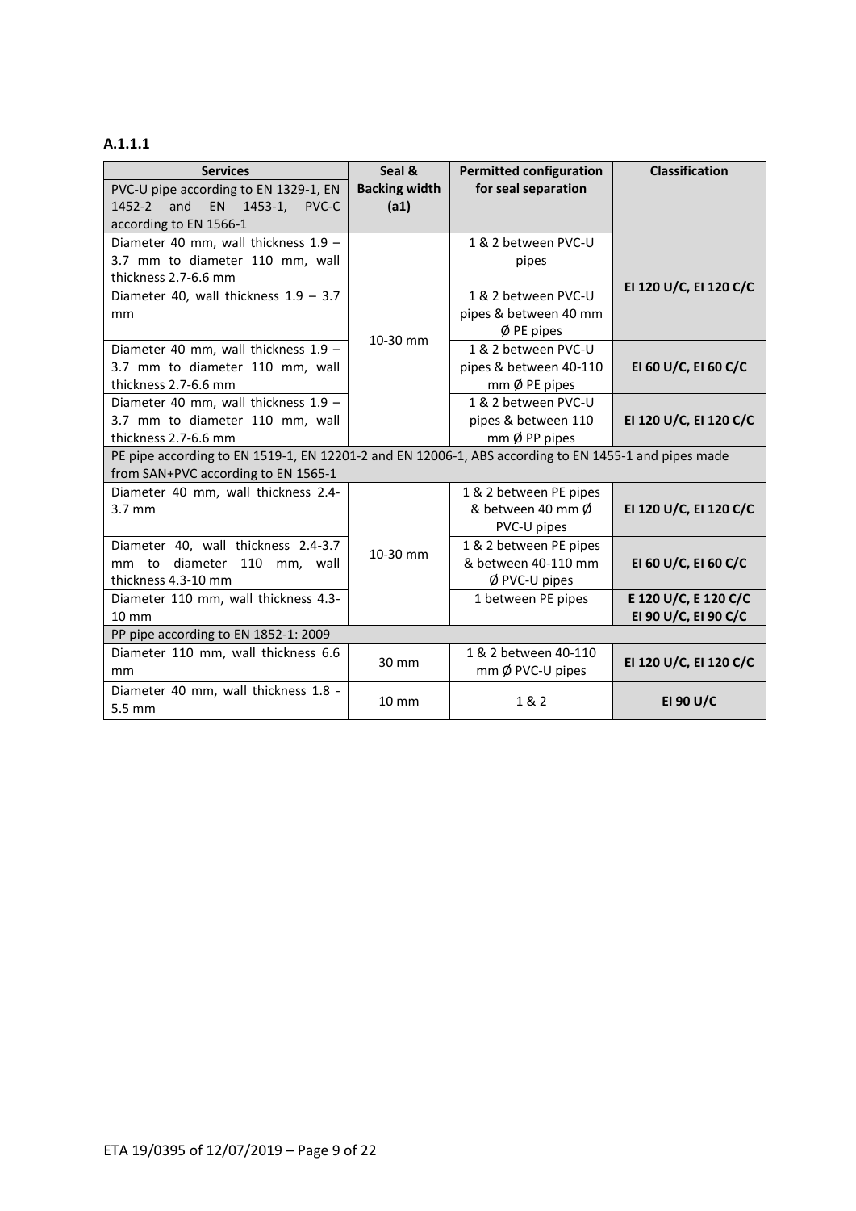**A.1.1.1**

| Services | Seal & Backing width (a1) | Permitted configuration for seal separation | Classification |
| --- | --- | --- | --- |
| PVC-U pipe according to EN 1329-1, EN 1452-2 and EN 1453-1, PVC-C according to EN 1566-1 | | | |
| Diameter 40 mm, wall thickness 1.9 – 3.7 mm to diameter 110 mm, wall thickness 2.7-6.6 mm | 10-30 mm | 1 & 2 between PVC-U pipes | **EI 120 U/C, EI 120 C/C** |
| Diameter 40, wall thickness 1.9 – 3.7 mm | | 1 & 2 between PVC-U pipes & between 40 mm Ø PE pipes | |
| Diameter 40 mm, wall thickness 1.9 – 3.7 mm to diameter 110 mm, wall thickness 2.7-6.6 mm | | 1 & 2 between PVC-U pipes & between 40-110 mm Ø PE pipes | **EI 60 U/C, EI 60 C/C** |
| Diameter 40 mm, wall thickness 1.9 – 3.7 mm to diameter 110 mm, wall thickness 2.7-6.6 mm | | 1 & 2 between PVC-U pipes & between 110 mm Ø PP pipes | **EI 120 U/C, EI 120 C/C** |
| PE pipe according to EN 1519-1, EN 12201-2 and EN 12006-1, ABS according to EN 1455-1 and pipes made from SAN+PVC according to EN 1565-1 | | | |
| Diameter 40 mm, wall thickness 2.4-3.7 mm | 10-30 mm | 1 & 2 between PE pipes & between 40 mm Ø PVC-U pipes | **EI 120 U/C, EI 120 C/C** |
| Diameter 40, wall thickness 2.4-3.7 mm to diameter 110 mm, wall thickness 4.3-10 mm | | 1 & 2 between PE pipes & between 40-110 mm Ø PVC-U pipes | **EI 60 U/C, EI 60 C/C** |
| Diameter 110 mm, wall thickness 4.3-10 mm | | 1 between PE pipes | **E 120 U/C, E 120 C/C EI 90 U/C, EI 90 C/C** |
| PP pipe according to EN 1852-1: 2009 | | | |
| Diameter 110 mm, wall thickness 6.6 mm | 30 mm | 1 & 2 between 40-110 mm Ø PVC-U pipes | **EI 120 U/C, EI 120 C/C** |
| Diameter 40 mm, wall thickness 1.8 - 5.5 mm | 10 mm | 1 & 2 | **EI 90 U/C** |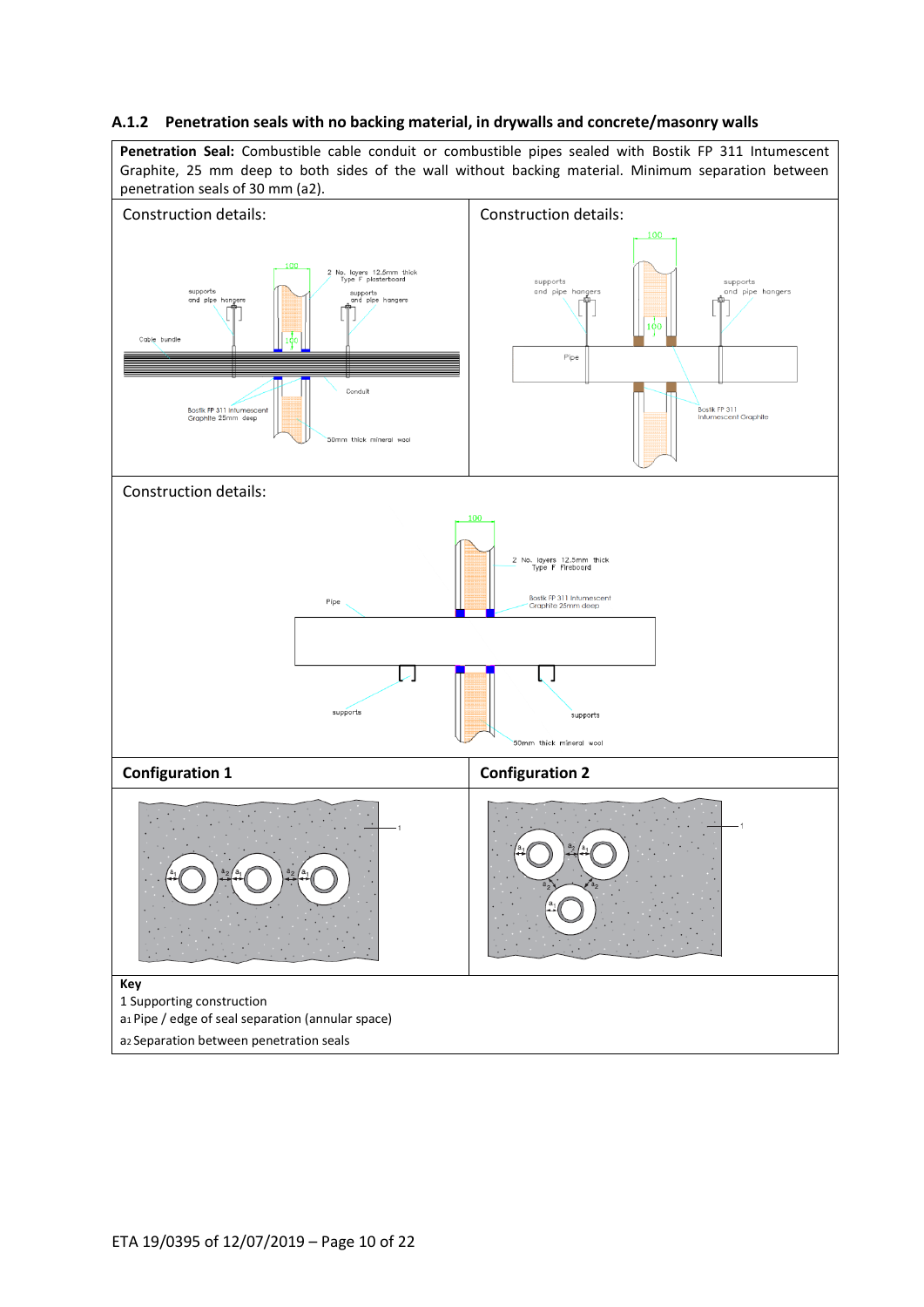### A.1.2 Penetration seals with no backing material, in drywalls and concrete/masonry walls

**Penetration Seal:** Combustible cable conduit or combustible pipes sealed with Bostik FP 311 Intumescent Graphite, 25 mm deep to both sides of the wall without backing material. Minimum separation between penetration seals of 30 mm (a2).

Construction details:

100
2 No. layers 12.5mm thick Type F plasterboard
supports and pipe hangers
supports and pipe hangers
Cable bundle
100
Conduit
Bostik FP 311 Intumescent Graphite 25mm deep
50mm thick mineral wool

Construction details:

100
supports and pipe hangers
supports and pipe hangers
100
Pipe
Bostik FP 311 Intumescent Graphite

Construction details:

100
2 No. layers 12.5mm thick Type F Fireboard
Pipe
Bostik FP 311 Intumescent Graphite 25mm deep
supports
supports
50mm thick mineral wool

**Configuration 1**

1
$a_1$ $a_2$ $a_1$ $a_2$ $a_1$

**Configuration 2**

1
$a_1$ $a_2$ $a_1$ $a_2$ $a_2$ $a_1$

**Key**

1 Supporting construction

$a_1$ Pipe / edge of seal separation (annular space)

$a_2$ Separation between penetration seals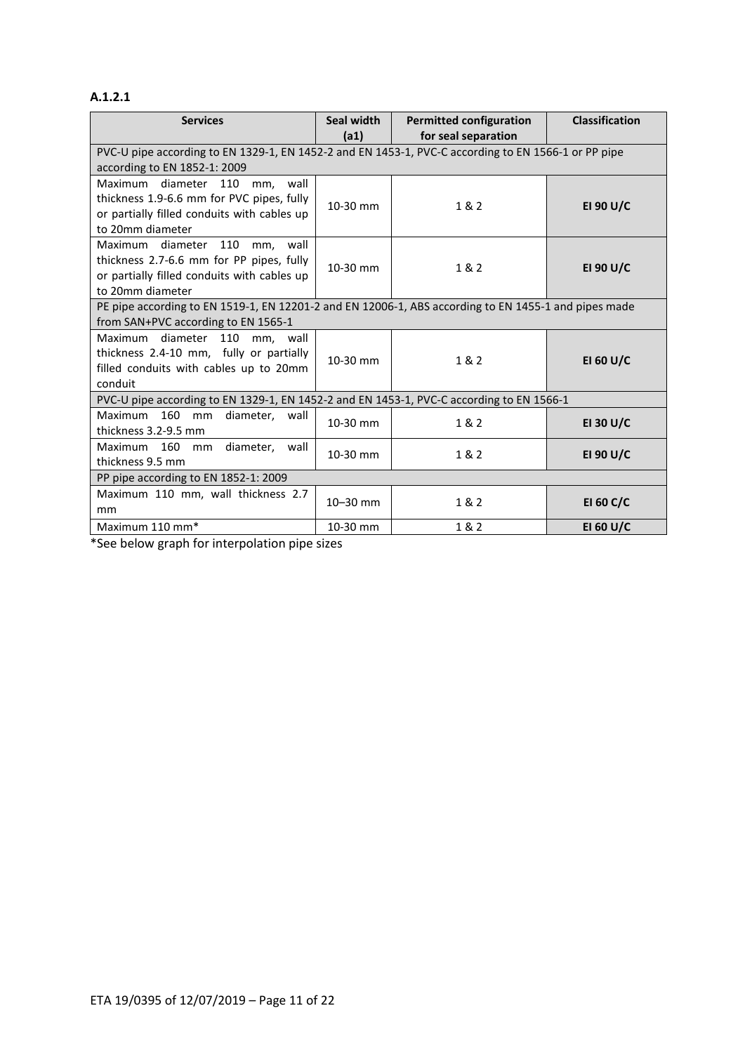**A.1.2.1**

| Services | Seal width (a1) | Permitted configuration for seal separation | Classification |
|---|---|---|---|
| PVC-U pipe according to EN 1329-1, EN 1452-2 and EN 1453-1, PVC-C according to EN 1566-1 or PP pipe according to EN 1852-1: 2009 | | | |
| Maximum diameter 110 mm, wall thickness 1.9-6.6 mm for PVC pipes, fully or partially filled conduits with cables up to 20mm diameter | 10-30 mm | 1 & 2 | **EI 90 U/C** |
| Maximum diameter 110 mm, wall thickness 2.7-6.6 mm for PP pipes, fully or partially filled conduits with cables up to 20mm diameter | 10-30 mm | 1 & 2 | **EI 90 U/C** |
| PE pipe according to EN 1519-1, EN 12201-2 and EN 12006-1, ABS according to EN 1455-1 and pipes made from SAN+PVC according to EN 1565-1 | | | |
| Maximum diameter 110 mm, wall thickness 2.4-10 mm, fully or partially filled conduits with cables up to 20mm conduit | 10-30 mm | 1 & 2 | **EI 60 U/C** |
| PVC-U pipe according to EN 1329-1, EN 1452-2 and EN 1453-1, PVC-C according to EN 1566-1 | | | |
| Maximum 160 mm diameter, wall thickness 3.2-9.5 mm | 10-30 mm | 1 & 2 | **EI 30 U/C** |
| Maximum 160 mm diameter, wall thickness 9.5 mm | 10-30 mm | 1 & 2 | **EI 90 U/C** |
| PP pipe according to EN 1852-1: 2009 | | | |
| Maximum 110 mm, wall thickness 2.7 mm | 10–30 mm | 1 & 2 | **EI 60 C/C** |
| Maximum 110 mm* | 10-30 mm | 1 & 2 | **EI 60 U/C** |

*See below graph for interpolation pipe sizes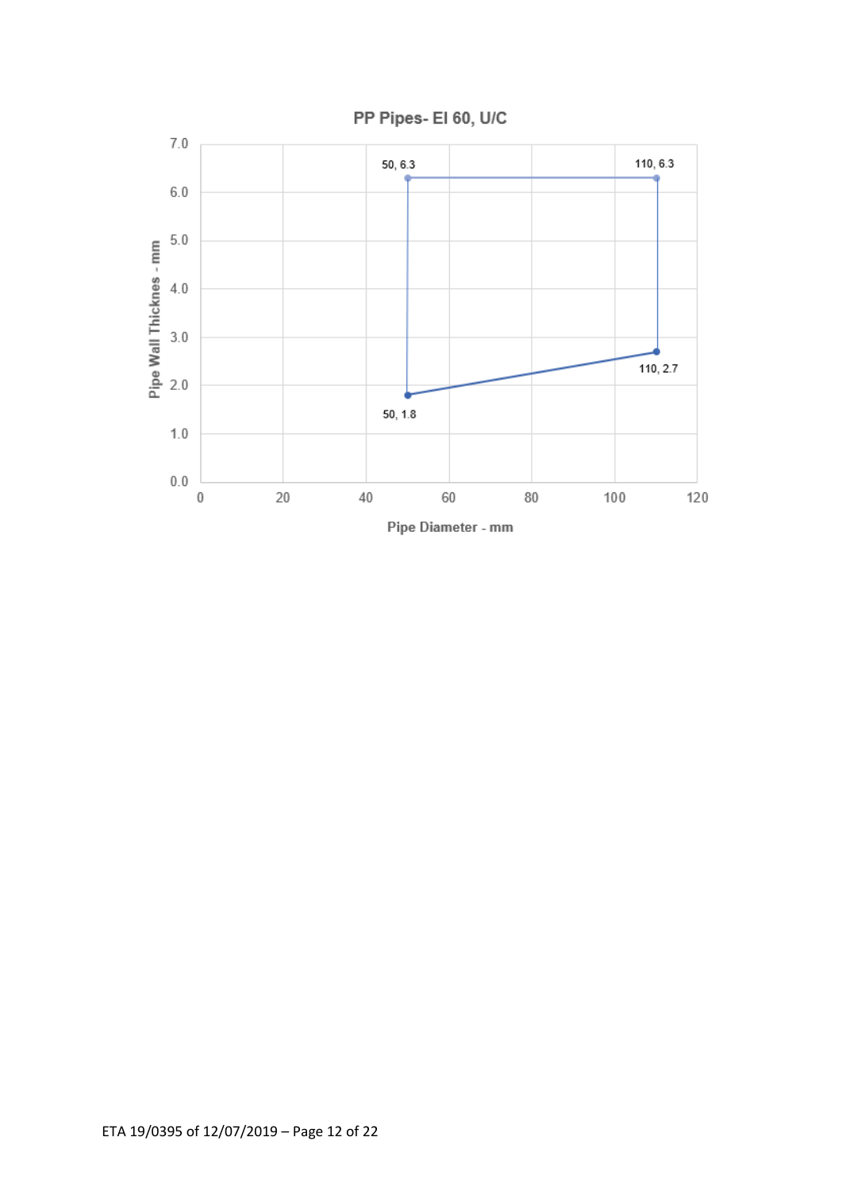PP Pipes- EI 60, U/C

Pipe Wall Thicknes - mm

Pipe Diameter - mm

7.0
6.0
5.0
4.0
3.0
2.0
1.0
0.0

0
20
40
60
80
100
120

50, 6.3

110, 6.3

110, 2.7

50, 1.8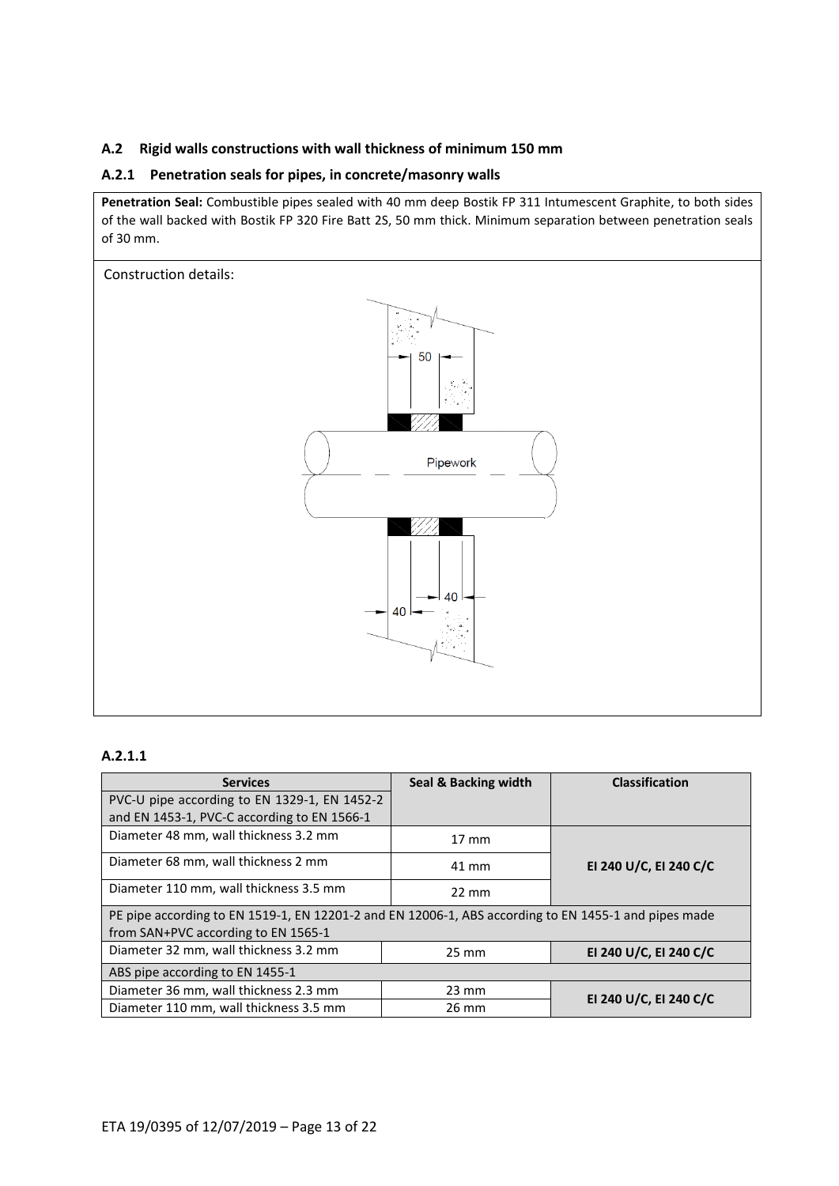### A.2 Rigid walls constructions with wall thickness of minimum 150 mm

### A.2.1 Penetration seals for pipes, in concrete/masonry walls

**Penetration Seal:** Combustible pipes sealed with 40 mm deep Bostik FP 311 Intumescent Graphite, to both sides of the wall backed with Bostik FP 320 Fire Batt 2S, 50 mm thick. Minimum separation between penetration seals of 30 mm.

Construction details:

50

Pipework

40

40

#### A.2.1.1

| Services | Seal & Backing width | Classification |
|---|---|---|
| PVC-U pipe according to EN 1329-1, EN 1452-2 and EN 1453-1, PVC-C according to EN 1566-1 | | |
| Diameter 48 mm, wall thickness 3.2 mm | 17 mm | EI 240 U/C, EI 240 C/C |
| Diameter 68 mm, wall thickness 2 mm | 41 mm | |
| Diameter 110 mm, wall thickness 3.5 mm | 22 mm | |
| PE pipe according to EN 1519-1, EN 12201-2 and EN 12006-1, ABS according to EN 1455-1 and pipes made from SAN+PVC according to EN 1565-1 | | |
| Diameter 32 mm, wall thickness 3.2 mm | 25 mm | EI 240 U/C, EI 240 C/C |
| ABS pipe according to EN 1455-1 | | |
| Diameter 36 mm, wall thickness 2.3 mm | 23 mm | EI 240 U/C, EI 240 C/C |
| Diameter 110 mm, wall thickness 3.5 mm | 26 mm | |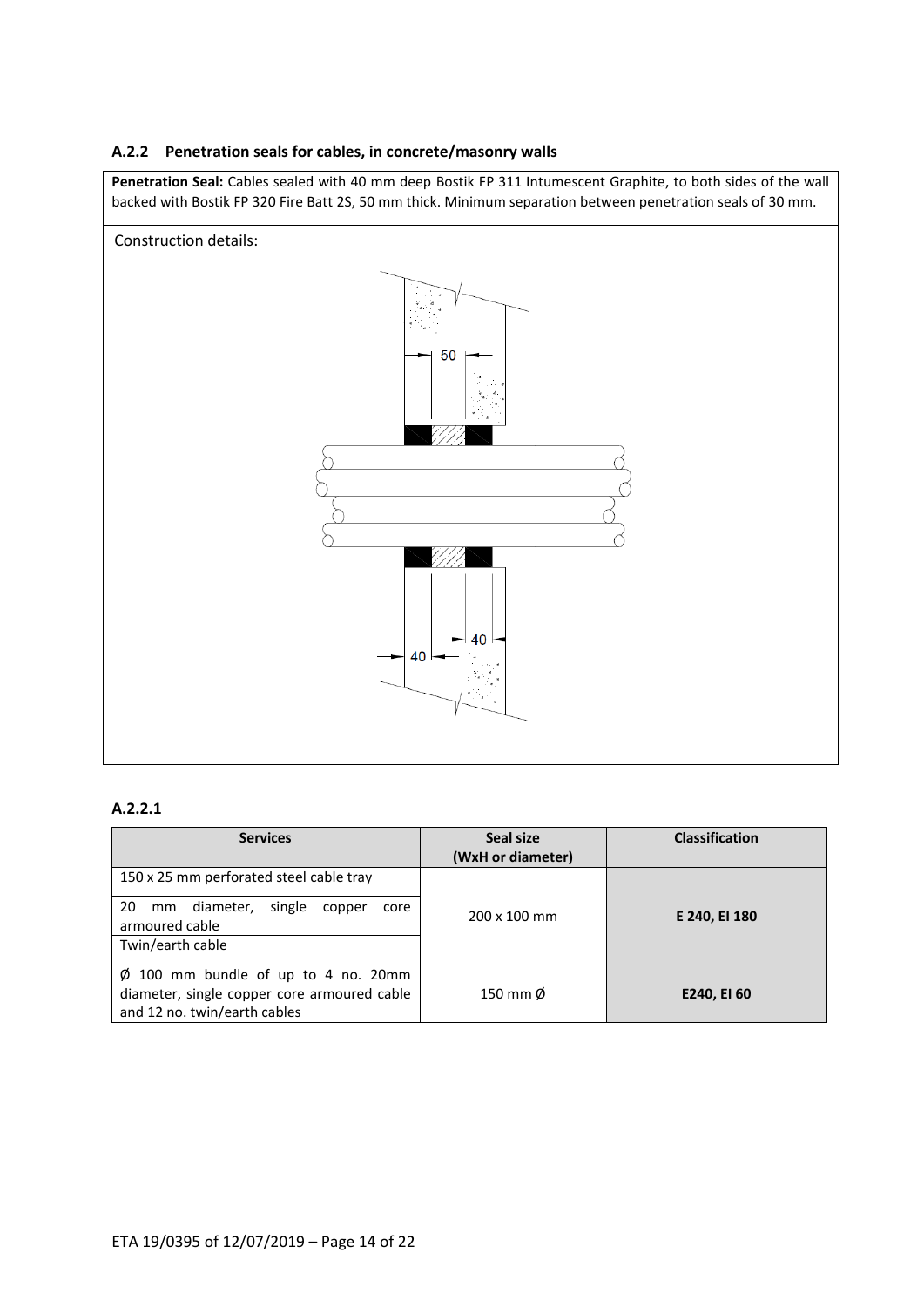### A.2.2 Penetration seals for cables, in concrete/masonry walls

**Penetration Seal:** Cables sealed with 40 mm deep Bostik FP 311 Intumescent Graphite, to both sides of the wall backed with Bostik FP 320 Fire Batt 2S, 50 mm thick. Minimum separation between penetration seals of 30 mm.

Construction details:

50

40

40

#### A.2.2.1

| Services | Seal size (WxH or diameter) | Classification |
|---|---|---|
| 150 x 25 mm perforated steel cable tray<br>20 mm diameter, single copper core armoured cable<br>Twin/earth cable | 200 x 100 mm | **E 240, EI 180** |
| Ø 100 mm bundle of up to 4 no. 20mm diameter, single copper core armoured cable and 12 no. twin/earth cables | 150 mm Ø | **E240, EI 60** |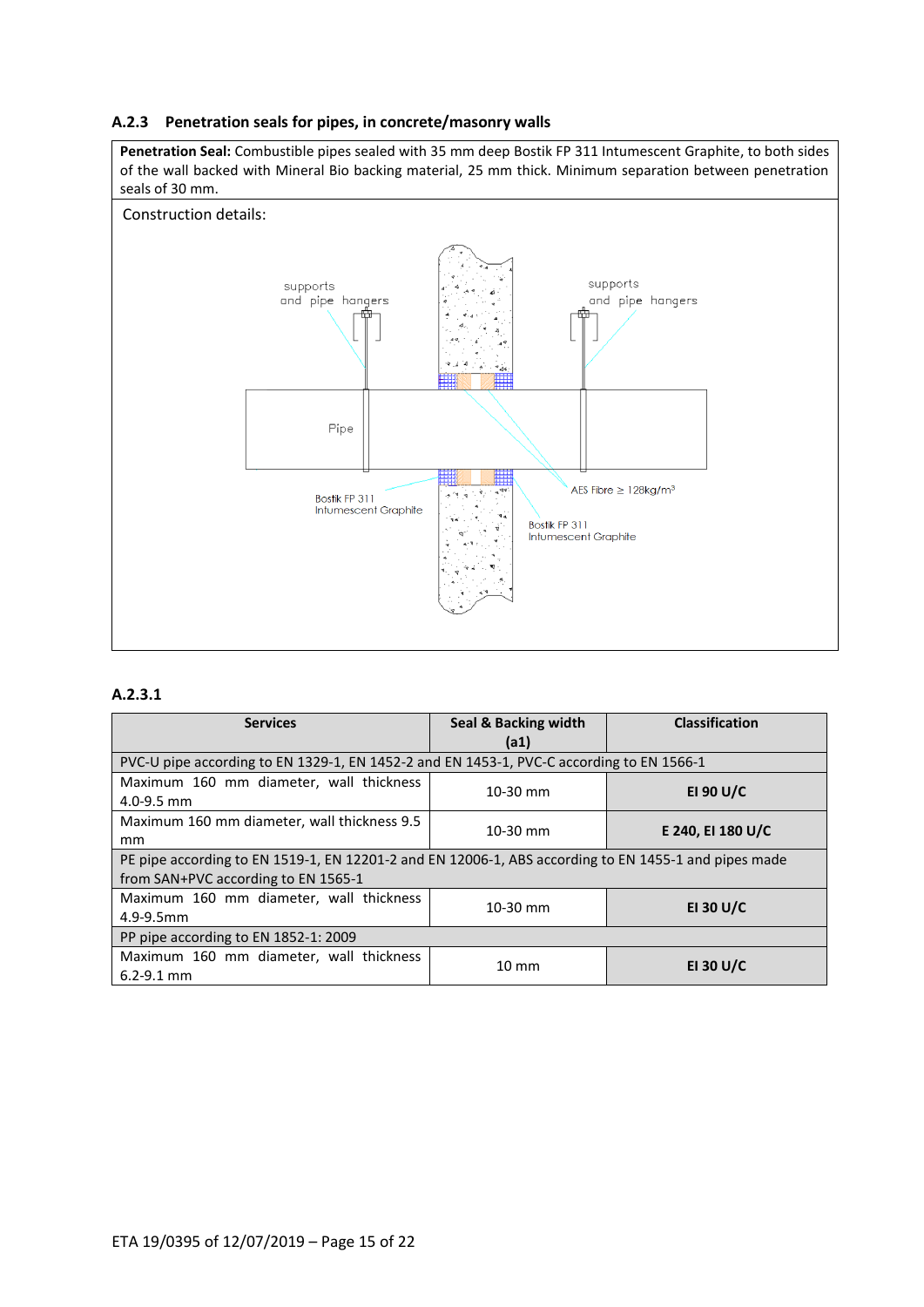### A.2.3 Penetration seals for pipes, in concrete/masonry walls

**Penetration Seal:** Combustible pipes sealed with 35 mm deep Bostik FP 311 Intumescent Graphite, to both sides of the wall backed with Mineral Bio backing material, 25 mm thick. Minimum separation between penetration seals of 30 mm.

Construction details:

supports and pipe hangers

supports and pipe hangers

Pipe

Bostik FP 311 Intumescent Graphite

AES Fibre ≥ 128kg/m³

Bostik FP 311 Intumescent Graphite

#### A.2.3.1

| Services | Seal & Backing width (a1) | Classification |
|---|---|---|
| PVC-U pipe according to EN 1329-1, EN 1452-2 and EN 1453-1, PVC-C according to EN 1566-1 | | |
| Maximum 160 mm diameter, wall thickness 4.0-9.5 mm | 10-30 mm | **EI 90 U/C** |
| Maximum 160 mm diameter, wall thickness 9.5 mm | 10-30 mm | **E 240, EI 180 U/C** |
| PE pipe according to EN 1519-1, EN 12201-2 and EN 12006-1, ABS according to EN 1455-1 and pipes made from SAN+PVC according to EN 1565-1 | | |
| Maximum 160 mm diameter, wall thickness 4.9-9.5mm | 10-30 mm | **EI 30 U/C** |
| PP pipe according to EN 1852-1: 2009 | | |
| Maximum 160 mm diameter, wall thickness 6.2-9.1 mm | 10 mm | **EI 30 U/C** |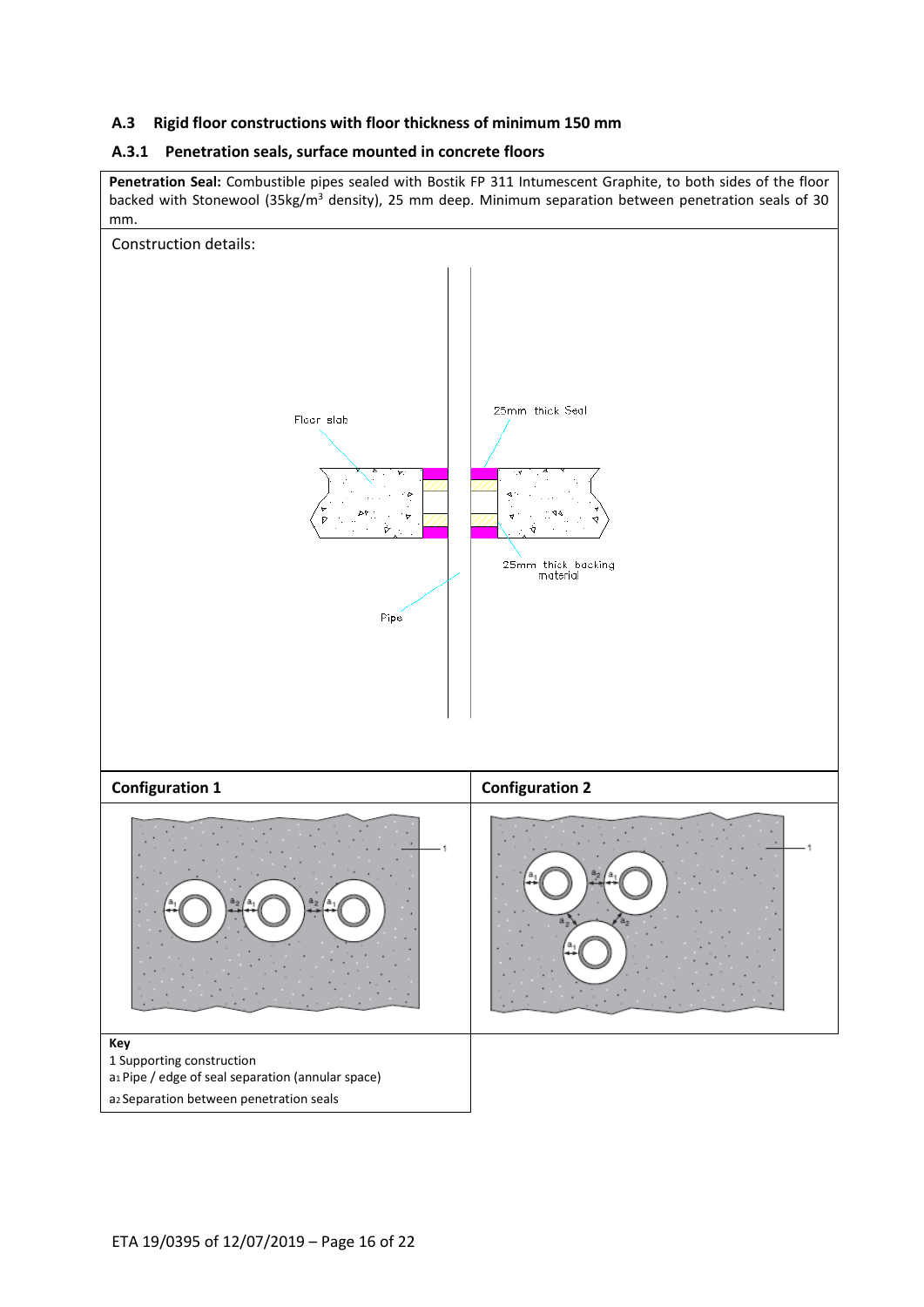### A.3 Rigid floor constructions with floor thickness of minimum 150 mm

#### A.3.1 Penetration seals, surface mounted in concrete floors

**Penetration Seal:** Combustible pipes sealed with Bostik FP 311 Intumescent Graphite, to both sides of the floor backed with Stonewool (35kg/m$^3$ density), 25 mm deep. Minimum separation between penetration seals of 30 mm.

Construction details:

Floor slab

25mm thick Seal

25mm thick backing material

Pipe

| Configuration 1 | Configuration 2 |
|---|---|
| 1 | 1 |
| $a_1$ $a_2$ $a_1$ $a_2$ $a_1$ | $a_1$ $a_2$ $a_1$ $a_2$ $a_2$ $a_1$ |

**Key**
1 Supporting construction
$a_1$ Pipe / edge of seal separation (annular space)
$a_2$ Separation between penetration seals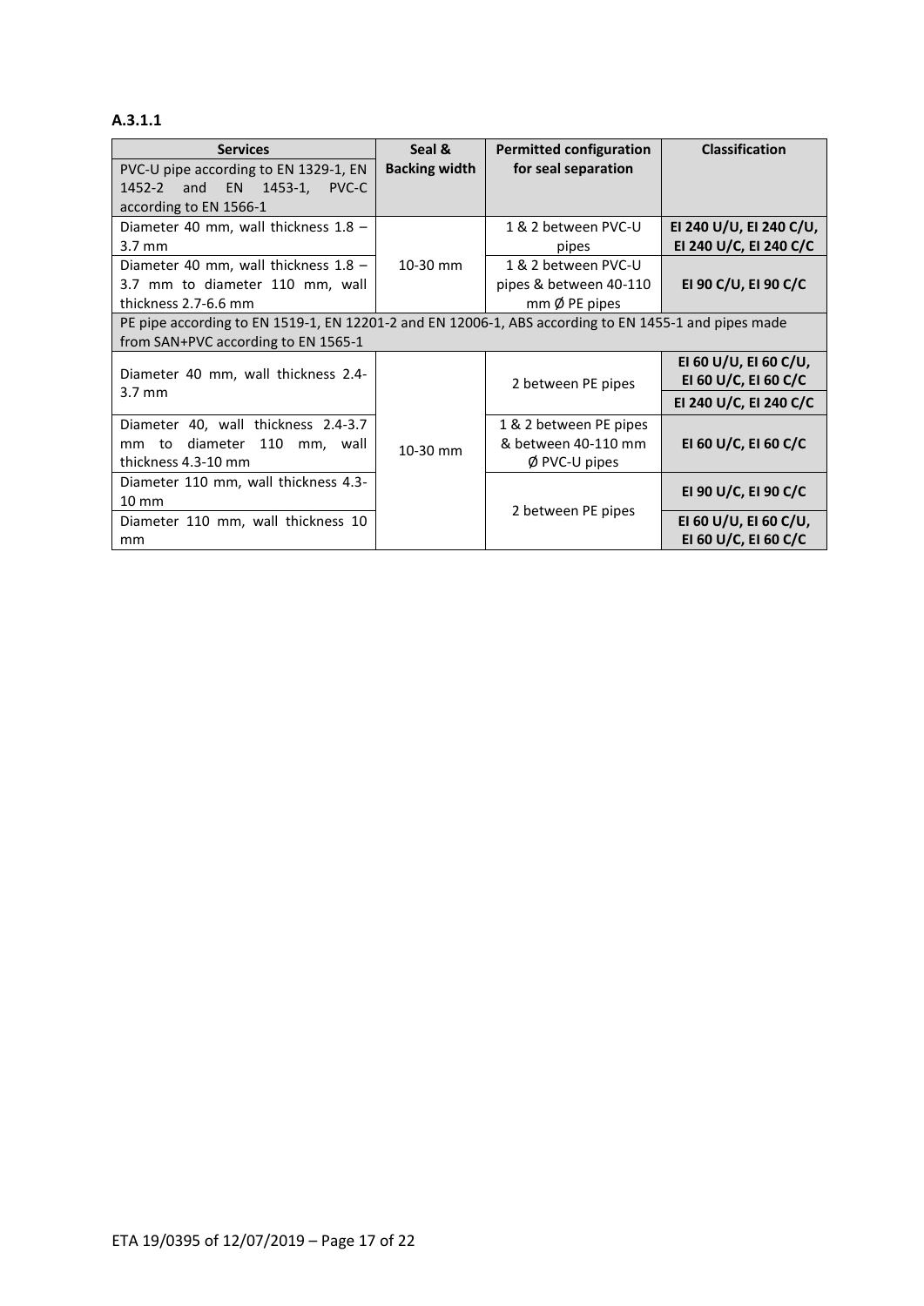### A.3.1.1

| Services | Seal & Backing width | Permitted configuration for seal separation | Classification |
|---|---|---|---|
| PVC-U pipe according to EN 1329-1, EN 1452-2 and EN 1453-1, PVC-C according to EN 1566-1 | | | |
| Diameter 40 mm, wall thickness 1.8 – 3.7 mm | 10-30 mm | 1 & 2 between PVC-U pipes | **EI 240 U/U, EI 240 C/U, EI 240 U/C, EI 240 C/C** |
| Diameter 40 mm, wall thickness 1.8 – 3.7 mm to diameter 110 mm, wall thickness 2.7-6.6 mm | | 1 & 2 between PVC-U pipes & between 40-110 mm Ø PE pipes | **EI 90 C/U, EI 90 C/C** |
| PE pipe according to EN 1519-1, EN 12201-2 and EN 12006-1, ABS according to EN 1455-1 and pipes made from SAN+PVC according to EN 1565-1 | | | |
| Diameter 40 mm, wall thickness 2.4-3.7 mm | 10-30 mm | 2 between PE pipes | **EI 60 U/U, EI 60 C/U, EI 60 U/C, EI 60 C/C** |
| | | | **EI 240 U/C, EI 240 C/C** |
| Diameter 40, wall thickness 2.4-3.7 mm to diameter 110 mm, wall thickness 4.3-10 mm | | 1 & 2 between PE pipes & between 40-110 mm Ø PVC-U pipes | **EI 60 U/C, EI 60 C/C** |
| Diameter 110 mm, wall thickness 4.3-10 mm | | 2 between PE pipes | **EI 90 U/C, EI 90 C/C** |
| Diameter 110 mm, wall thickness 10 mm | | | **EI 60 U/U, EI 60 C/U, EI 60 U/C, EI 60 C/C** |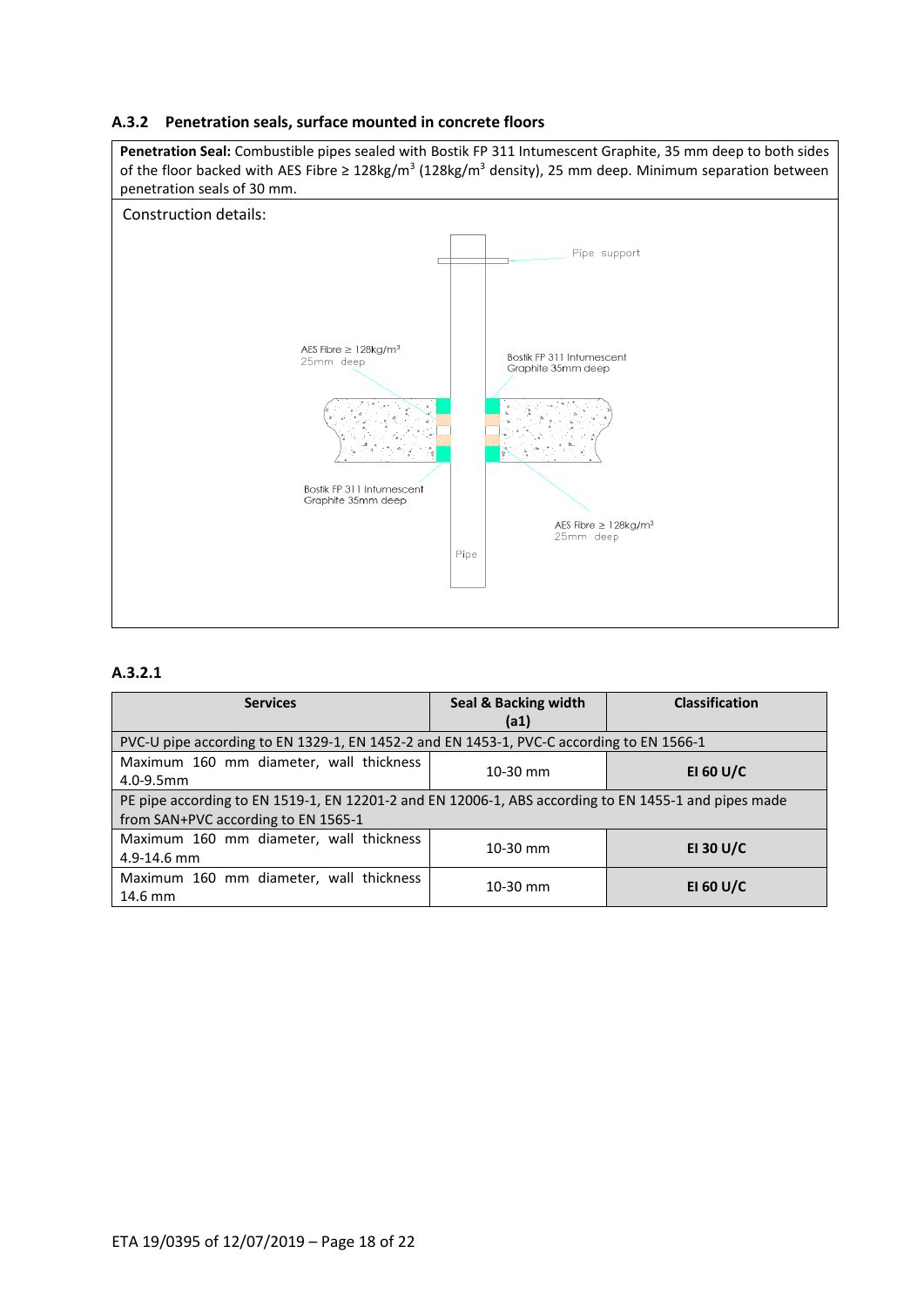### A.3.2 Penetration seals, surface mounted in concrete floors

**Penetration Seal:** Combustible pipes sealed with Bostik FP 311 Intumescent Graphite, 35 mm deep to both sides of the floor backed with AES Fibre ≥ 128kg/m³ (128kg/m³ density), 25 mm deep. Minimum separation between penetration seals of 30 mm.

Construction details:

Pipe support

AES Fibre ≥ 128kg/m³
25mm deep

Bostik FP 311 Intumescent
Graphite 35mm deep

Bostik FP 311 Intumescent
Graphite 35mm deep

AES Fibre ≥ 128kg/m³
25mm deep

Pipe

#### A.3.2.1

| Services | Seal & Backing width (a1) | Classification |
|---|---|---|
| PVC-U pipe according to EN 1329-1, EN 1452-2 and EN 1453-1, PVC-C according to EN 1566-1 | | |
| Maximum 160 mm diameter, wall thickness 4.0-9.5mm | 10-30 mm | **EI 60 U/C** |
| PE pipe according to EN 1519-1, EN 12201-2 and EN 12006-1, ABS according to EN 1455-1 and pipes made from SAN+PVC according to EN 1565-1 | | |
| Maximum 160 mm diameter, wall thickness 4.9-14.6 mm | 10-30 mm | **EI 30 U/C** |
| Maximum 160 mm diameter, wall thickness 14.6 mm | 10-30 mm | **EI 60 U/C** |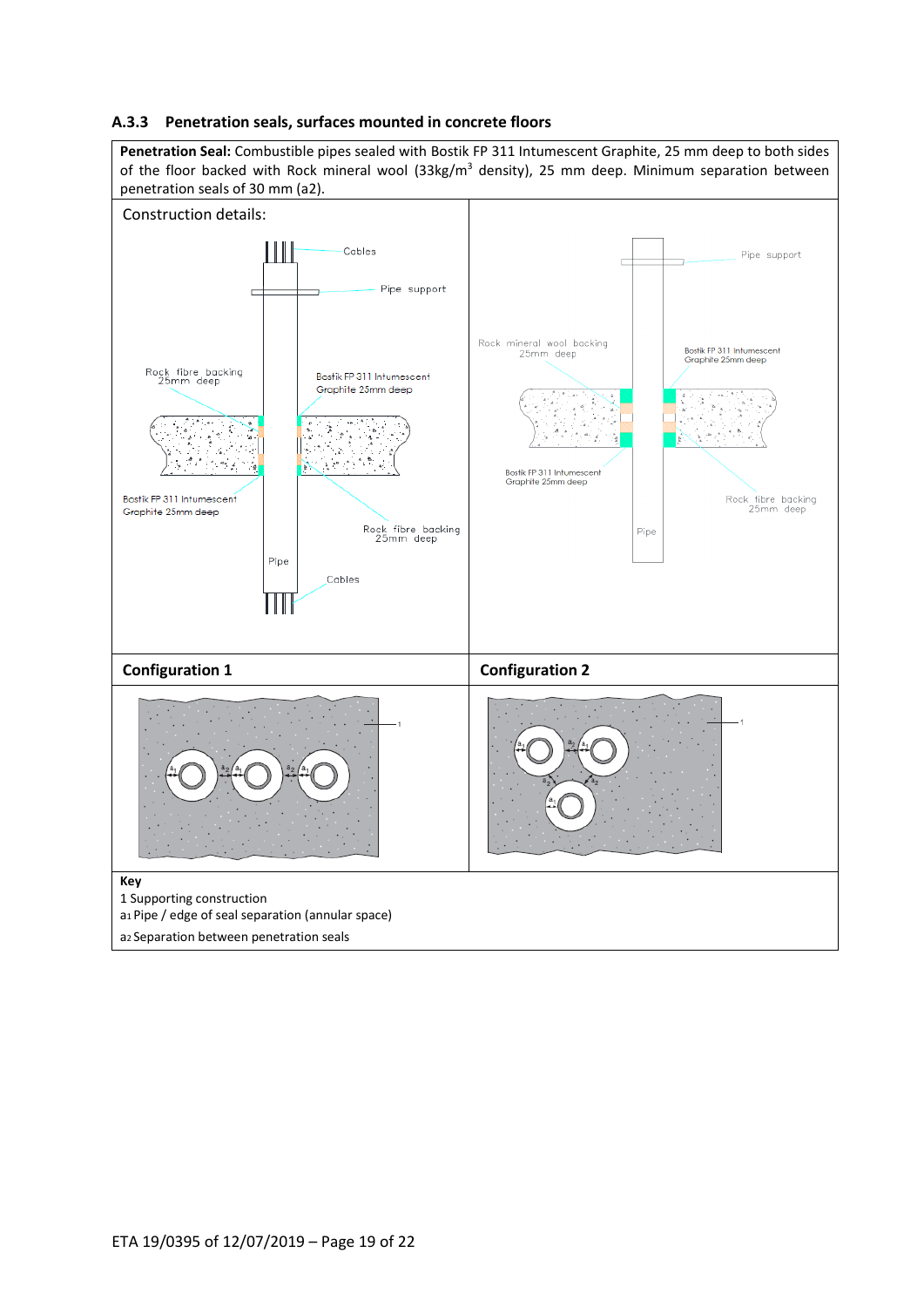### A.3.3 Penetration seals, surfaces mounted in concrete floors

**Penetration Seal:** Combustible pipes sealed with Bostik FP 311 Intumescent Graphite, 25 mm deep to both sides of the floor backed with Rock mineral wool (33kg/m$^3$ density), 25 mm deep. Minimum separation between penetration seals of 30 mm (a2).

Construction details:

Cables
Pipe support
Rock fibre backing 25mm deep
Bostik FP 311 Intumescent Graphite 25mm deep
Bostik FP 311 Intumescent Graphite 25mm deep
Rock fibre backing 25mm deep
Pipe
Cables

Pipe support
Rock mineral wool backing 25mm deep
Bostik FP 311 Intumescent Graphite 25mm deep
Bostik FP 311 Intumescent Graphite 25mm deep
Rock fibre backing 25mm deep
Pipe

| **Configuration 1** | **Configuration 2** |
|---|---|

**Key**
1 Supporting construction
$a_1$ Pipe / edge of seal separation (annular space)
$a_2$ Separation between penetration seals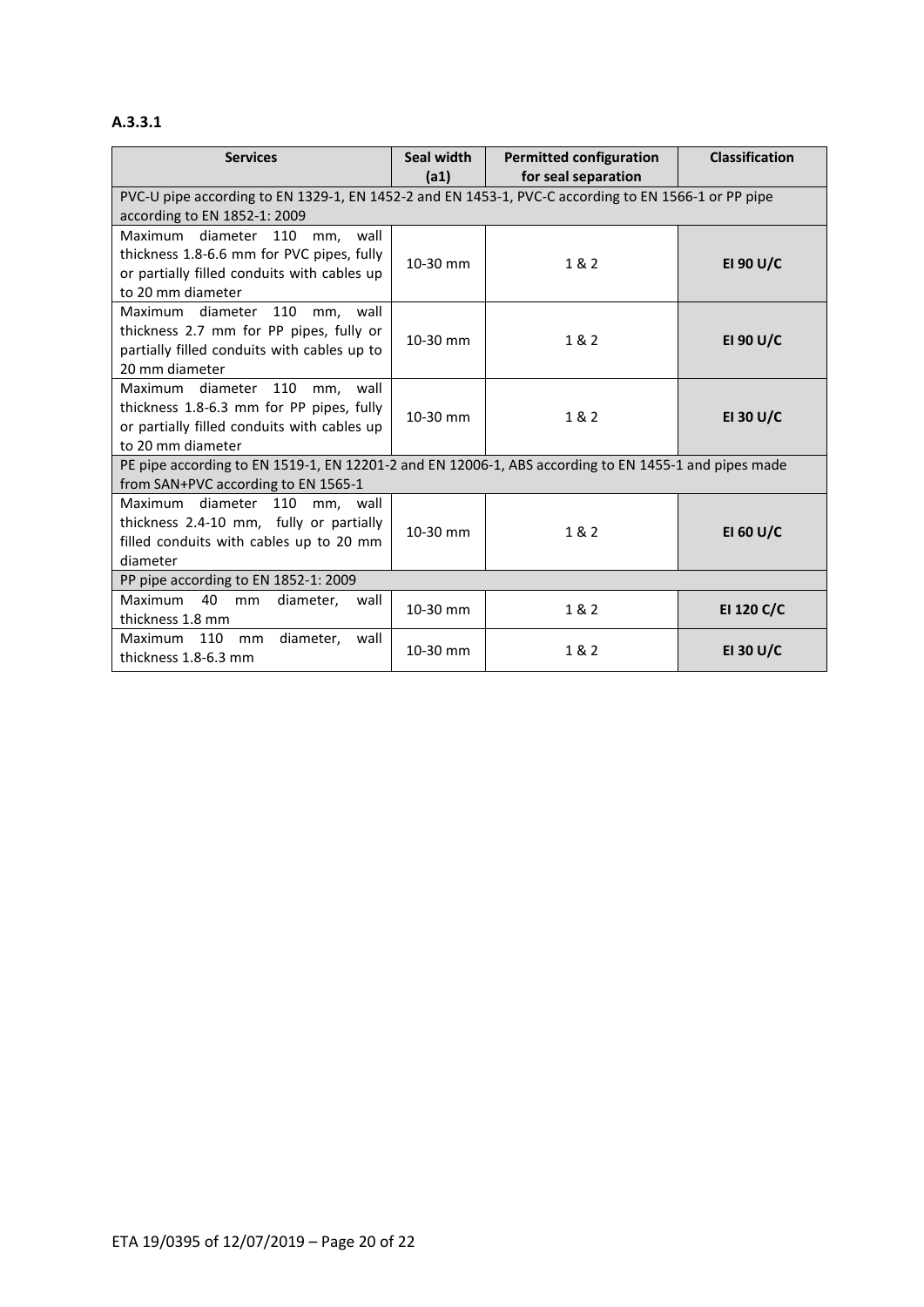### A.3.3.1

| Services | Seal width (a1) | Permitted configuration for seal separation | Classification |
|---|---|---|---|
| PVC-U pipe according to EN 1329-1, EN 1452-2 and EN 1453-1, PVC-C according to EN 1566-1 or PP pipe according to EN 1852-1: 2009 | | | |
| Maximum diameter 110 mm, wall thickness 1.8-6.6 mm for PVC pipes, fully or partially filled conduits with cables up to 20 mm diameter | 10-30 mm | 1 & 2 | **EI 90 U/C** |
| Maximum diameter 110 mm, wall thickness 2.7 mm for PP pipes, fully or partially filled conduits with cables up to 20 mm diameter | 10-30 mm | 1 & 2 | **EI 90 U/C** |
| Maximum diameter 110 mm, wall thickness 1.8-6.3 mm for PP pipes, fully or partially filled conduits with cables up to 20 mm diameter | 10-30 mm | 1 & 2 | **EI 30 U/C** |
| PE pipe according to EN 1519-1, EN 12201-2 and EN 12006-1, ABS according to EN 1455-1 and pipes made from SAN+PVC according to EN 1565-1 | | | |
| Maximum diameter 110 mm, wall thickness 2.4-10 mm, fully or partially filled conduits with cables up to 20 mm diameter | 10-30 mm | 1 & 2 | **EI 60 U/C** |
| PP pipe according to EN 1852-1: 2009 | | | |
| Maximum 40 mm diameter, wall thickness 1.8 mm | 10-30 mm | 1 & 2 | **EI 120 C/C** |
| Maximum 110 mm diameter, wall thickness 1.8-6.3 mm | 10-30 mm | 1 & 2 | **EI 30 U/C** |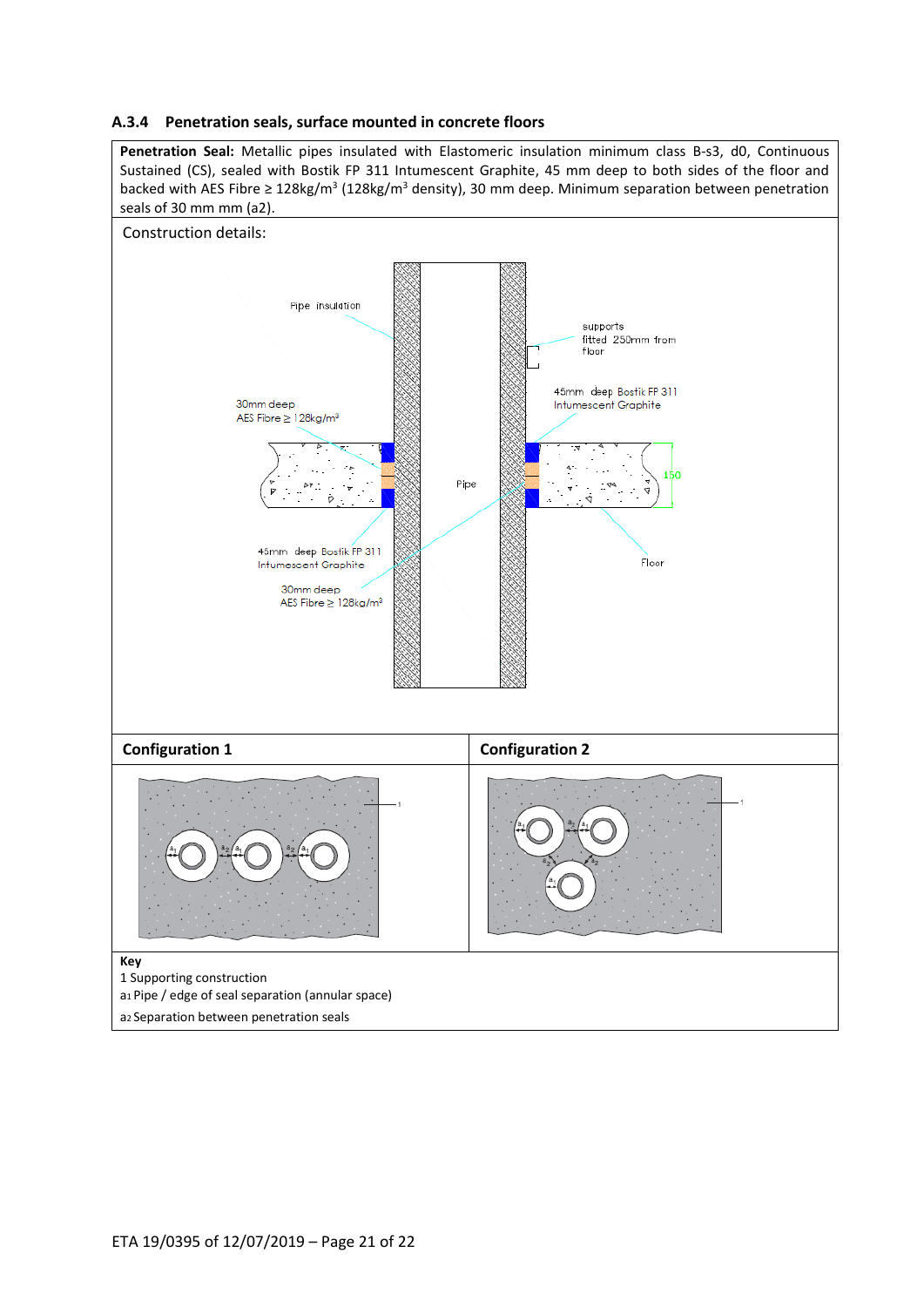### A.3.4 Penetration seals, surface mounted in concrete floors

**Penetration Seal:** Metallic pipes insulated with Elastomeric insulation minimum class B-s3, d0, Continuous Sustained (CS), sealed with Bostik FP 311 Intumescent Graphite, 45 mm deep to both sides of the floor and backed with AES Fibre ≥ 128kg/m³ (128kg/m³ density), 30 mm deep. Minimum separation between penetration seals of 30 mm mm (a2).

Construction details:

Pipe insulation

supports fitted 250mm from floor

45mm deep Bostik FP 311 Intumescent Graphite

30mm deep AES Fibre ≥ 128kg/m³

150

Pipe

Floor

45mm deep Bostik FP 311 Intumescent Graphite

30mm deep AES Fibre ≥ 128kg/m³

| Configuration 1 | Configuration 2 |
|---|---|
| | |

**Key**

1 Supporting construction

a1 Pipe / edge of seal separation (annular space)

a2 Separation between penetration seals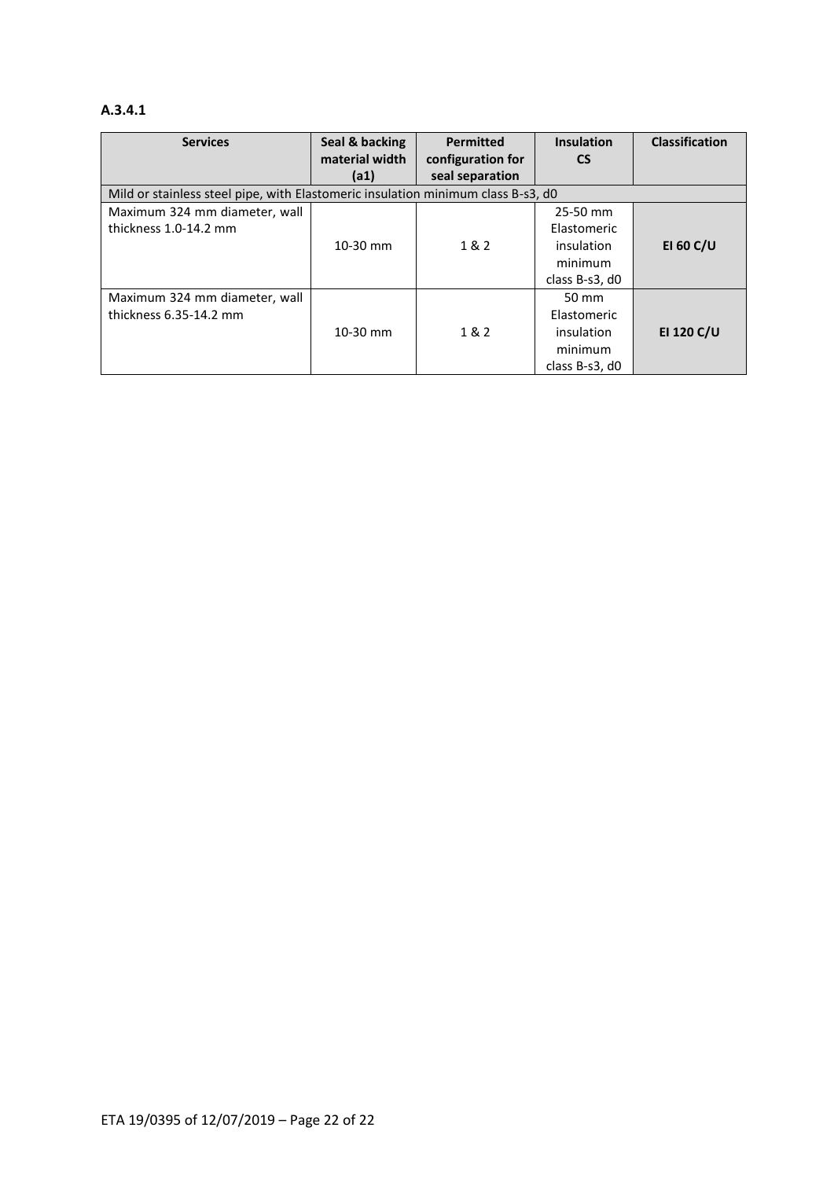**A.3.4.1**

| Services | Seal & backing material width (a1) | Permitted configuration for seal separation | Insulation CS | Classification |
|---|---|---|---|---|
| Mild or stainless steel pipe, with Elastomeric insulation minimum class B-s3, d0 | | | | |
| Maximum 324 mm diameter, wall thickness 1.0-14.2 mm | 10-30 mm | 1 & 2 | 25-50 mm Elastomeric insulation minimum class B-s3, d0 | **EI 60 C/U** |
| Maximum 324 mm diameter, wall thickness 6.35-14.2 mm | 10-30 mm | 1 & 2 | 50 mm Elastomeric insulation minimum class B-s3, d0 | **EI 120 C/U** |